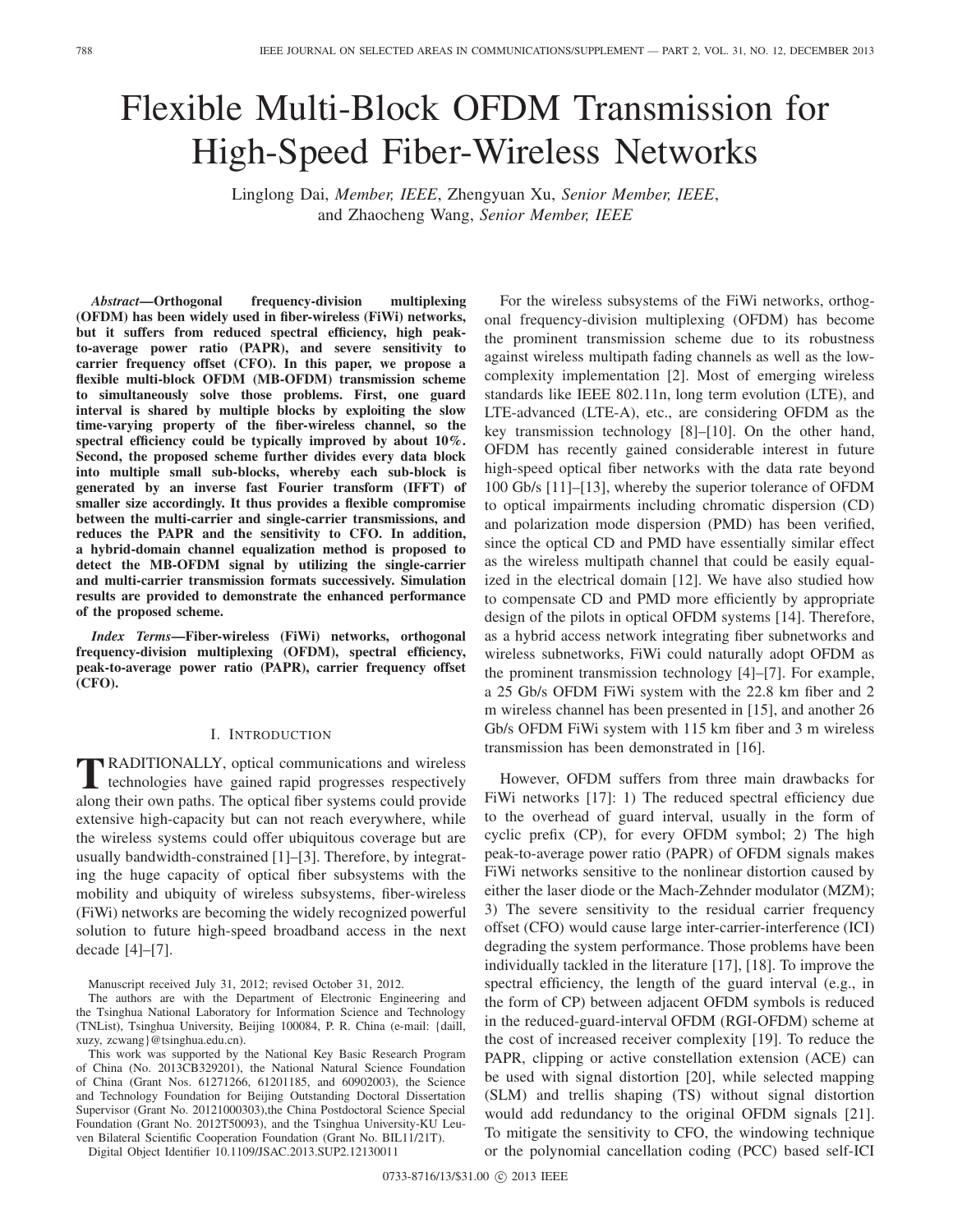# Flexible Multi-Block OFDM Transmission for High-Speed Fiber-Wireless Networks

Linglong Dai, *Member, IEEE*, Zhengyuan Xu, *Senior Member, IEEE*, and Zhaocheng Wang, *Senior Member, IEEE*

***Abstract*—Orthogonal frequency-division multiplexing (OFDM) has been widely used in fiber-wireless (FiWi) networks, but it suffers from reduced spectral efficiency, high peak-to-average power ratio (PAPR), and severe sensitivity to carrier frequency offset (CFO). In this paper, we propose a flexible multi-block OFDM (MB-OFDM) transmission scheme to simultaneously solve those problems. First, one guard interval is shared by multiple blocks by exploiting the slow time-varying property of the fiber-wireless channel, so the spectral efficiency could be typically improved by about 10%. Second, the proposed scheme further divides every data block into multiple small sub-blocks, whereby each sub-block is generated by an inverse fast Fourier transform (IFFT) of smaller size accordingly. It thus provides a flexible compromise between the multi-carrier and single-carrier transmissions, and reduces the PAPR and the sensitivity to CFO. In addition, a hybrid-domain channel equalization method is proposed to detect the MB-OFDM signal by utilizing the single-carrier and multi-carrier transmission formats successively. Simulation results are provided to demonstrate the enhanced performance of the proposed scheme.**

***Index Terms*—Fiber-wireless (FiWi) networks, orthogonal frequency-division multiplexing (OFDM), spectral efficiency, peak-to-average power ratio (PAPR), carrier frequency offset (CFO).**

## I. Introduction

Traditionally, optical communications and wireless technologies have gained rapid progresses respectively along their own paths. The optical fiber systems could provide extensive high-capacity but can not reach everywhere, while the wireless systems could offer ubiquitous coverage but are usually bandwidth-constrained [1]–[3]. Therefore, by integrating the huge capacity of optical fiber subsystems with the mobility and ubiquity of wireless subsystems, fiber-wireless (FiWi) networks are becoming the widely recognized powerful solution to future high-speed broadband access in the next decade [4]–[7].

Manuscript received July 31, 2012; revised October 31, 2012.

The authors are with the Department of Electronic Engineering and the Tsinghua National Laboratory for Information Science and Technology (TNList), Tsinghua University, Beijing 100084, P. R. China (e-mail: {daill, xuzy, zcwang}@tsinghua.edu.cn).

This work was supported by the National Key Basic Research Program of China (No. 2013CB329201), the National Natural Science Foundation of China (Grant Nos. 61271266, 61201185, and 60902003), the Science and Technology Foundation for Beijing Outstanding Doctoral Dissertation Supervisor (Grant No. 20121000303),the China Postdoctoral Science Special Foundation (Grant No. 2012T50093), and the Tsinghua University-KU Leuven Bilateral Scientific Cooperation Foundation (Grant No. BIL11/21T).

Digital Object Identifier 10.1109/JSAC.2013.SUP2.12130011

For the wireless subsystems of the FiWi networks, orthogonal frequency-division multiplexing (OFDM) has become the prominent transmission scheme due to its robustness against wireless multipath fading channels as well as the low-complexity implementation [2]. Most of emerging wireless standards like IEEE 802.11n, long term evolution (LTE), and LTE-advanced (LTE-A), etc., are considering OFDM as the key transmission technology [8]–[10]. On the other hand, OFDM has recently gained considerable interest in future high-speed optical fiber networks with the data rate beyond 100 Gb/s [11]–[13], whereby the superior tolerance of OFDM to optical impairments including chromatic dispersion (CD) and polarization mode dispersion (PMD) has been verified, since the optical CD and PMD have essentially similar effect as the wireless multipath channel that could be easily equalized in the electrical domain [12]. We have also studied how to compensate CD and PMD more efficiently by appropriate design of the pilots in optical OFDM systems [14]. Therefore, as a hybrid access network integrating fiber subnetworks and wireless subnetworks, FiWi could naturally adopt OFDM as the prominent transmission technology [4]–[7]. For example, a 25 Gb/s OFDM FiWi system with the 22.8 km fiber and 2 m wireless channel has been presented in [15], and another 26 Gb/s OFDM FiWi system with 115 km fiber and 3 m wireless transmission has been demonstrated in [16].

However, OFDM suffers from three main drawbacks for FiWi networks [17]: 1) The reduced spectral efficiency due to the overhead of guard interval, usually in the form of cyclic prefix (CP), for every OFDM symbol; 2) The high peak-to-average power ratio (PAPR) of OFDM signals makes FiWi networks sensitive to the nonlinear distortion caused by either the laser diode or the Mach-Zehnder modulator (MZM); 3) The severe sensitivity to the residual carrier frequency offset (CFO) would cause large inter-carrier-interference (ICI) degrading the system performance. Those problems have been individually tackled in the literature [17], [18]. To improve the spectral efficiency, the length of the guard interval (e.g., in the form of CP) between adjacent OFDM symbols is reduced in the reduced-guard-interval OFDM (RGI-OFDM) scheme at the cost of increased receiver complexity [19]. To reduce the PAPR, clipping or active constellation extension (ACE) can be used with signal distortion [20], while selected mapping (SLM) and trellis shaping (TS) without signal distortion would add redundancy to the original OFDM signals [21]. To mitigate the sensitivity to CFO, the windowing technique or the polynomial cancellation coding (PCC) based self-ICI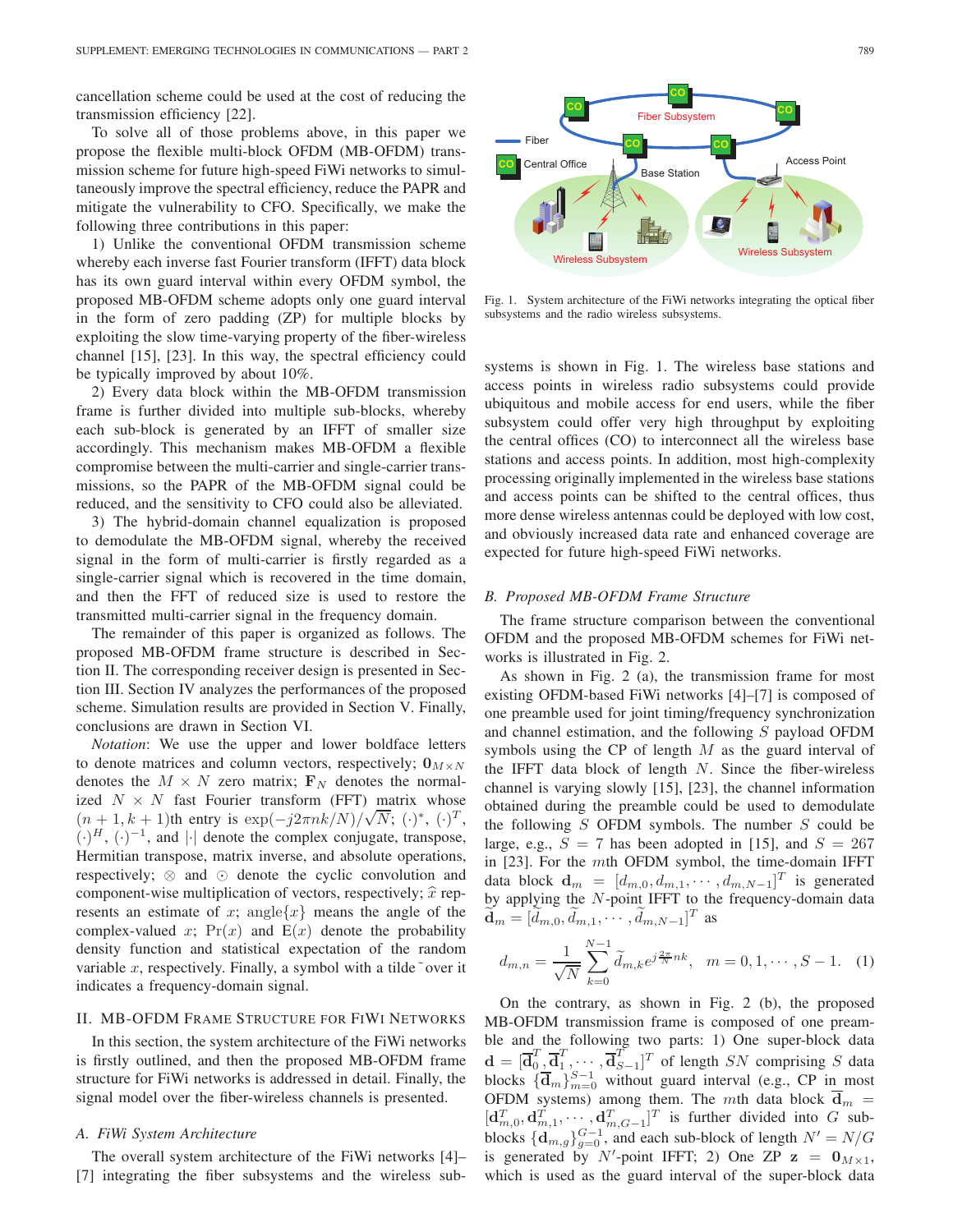cancellation scheme could be used at the cost of reducing the transmission efficiency [22].

To solve all of those problems above, in this paper we propose the flexible multi-block OFDM (MB-OFDM) transmission scheme for future high-speed FiWi networks to simultaneously improve the spectral efficiency, reduce the PAPR and mitigate the vulnerability to CFO. Specifically, we make the following three contributions in this paper:

1) Unlike the conventional OFDM transmission scheme whereby each inverse fast Fourier transform (IFFT) data block has its own guard interval within every OFDM symbol, the proposed MB-OFDM scheme adopts only one guard interval in the form of zero padding (ZP) for multiple blocks by exploiting the slow time-varying property of the fiber-wireless channel [15], [23]. In this way, the spectral efficiency could be typically improved by about 10%.

2) Every data block within the MB-OFDM transmission frame is further divided into multiple sub-blocks, whereby each sub-block is generated by an IFFT of smaller size accordingly. This mechanism makes MB-OFDM a flexible compromise between the multi-carrier and single-carrier transmissions, so the PAPR of the MB-OFDM signal could be reduced, and the sensitivity to CFO could also be alleviated.

3) The hybrid-domain channel equalization is proposed to demodulate the MB-OFDM signal, whereby the received signal in the form of multi-carrier is firstly regarded as a single-carrier signal which is recovered in the time domain, and then the FFT of reduced size is used to restore the transmitted multi-carrier signal in the frequency domain.

The remainder of this paper is organized as follows. The proposed MB-OFDM frame structure is described in Section II. The corresponding receiver design is presented in Section III. Section IV analyzes the performances of the proposed scheme. Simulation results are provided in Section V. Finally, conclusions are drawn in Section VI.

*Notation*: We use the upper and lower boldface letters to denote matrices and column vectors, respectively; $\mathbf{0}_{M\times N}$ denotes the $M \times N$ zero matrix; $\mathbf{F}_N$ denotes the normalized $N \times N$ fast Fourier transform (FFT) matrix whose $(n+1, k+1)$th entry is $\exp(-j2\pi nk/N)/\sqrt{N}$; $(\cdot)^*$, $(\cdot)^T$, $(\cdot)^H$, $(\cdot)^{-1}$, and $|\cdot|$ denote the complex conjugate, transpose, Hermitian transpose, matrix inverse, and absolute operations, respectively; $\otimes$ and $\odot$ denote the cyclic convolution and component-wise multiplication of vectors, respectively; $\widehat{x}$ represents an estimate of $x$; angle$\{x\}$ means the angle of the complex-valued $x$; $\Pr(x)$ and $\mathrm{E}(x)$ denote the probability density function and statistical expectation of the random variable $x$, respectively. Finally, a symbol with a tilde ˜ over it indicates a frequency-domain signal.

## II. MB-OFDM Frame Structure for FiWi Networks

In this section, the system architecture of the FiWi networks is firstly outlined, and then the proposed MB-OFDM frame structure for FiWi networks is addressed in detail. Finally, the signal model over the fiber-wireless channels is presented.

### A. FiWi System Architecture

The overall system architecture of the FiWi networks [4]–[7] integrating the fiber subsystems and the wireless subsystems is shown in Fig. 1. The wireless base stations and access points in wireless radio subsystems could provide ubiquitous and mobile access for end users, while the fiber subsystem could offer very high throughput by exploiting the central offices (CO) to interconnect all the wireless base stations and access points. In addition, most high-complexity processing originally implemented in the wireless base stations and access points can be shifted to the central offices, thus more dense wireless antennas could be deployed with low cost, and obviously increased data rate and enhanced coverage are expected for future high-speed FiWi networks.

Fig. 1. System architecture of the FiWi networks integrating the optical fiber subsystems and the radio wireless subsystems.

### B. Proposed MB-OFDM Frame Structure

The frame structure comparison between the conventional OFDM and the proposed MB-OFDM schemes for FiWi networks is illustrated in Fig. 2.

As shown in Fig. 2 (a), the transmission frame for most existing OFDM-based FiWi networks [4]–[7] is composed of one preamble used for joint timing/frequency synchronization and channel estimation, and the following $S$ payload OFDM symbols using the CP of length $M$ as the guard interval of the IFFT data block of length $N$. Since the fiber-wireless channel is varying slowly [15], [23], the channel information obtained during the preamble could be used to demodulate the following $S$ OFDM symbols. The number $S$ could be large, e.g., $S = 7$ has been adopted in [15], and $S = 267$ in [23]. For the $m$th OFDM symbol, the time-domain IFFT data block $\mathbf{d}_m = [d_{m,0}, d_{m,1}, \cdots, d_{m,N-1}]^T$ is generated by applying the $N$-point IFFT to the frequency-domain data $\widetilde{\mathbf{d}}_m = [\widetilde{d}_{m,0}, \widetilde{d}_{m,1}, \cdots, \widetilde{d}_{m,N-1}]^T$ as

$$d_{m,n} = \frac{1}{\sqrt{N}} \sum_{k=0}^{N-1} \widetilde{d}_{m,k} e^{j\frac{2\pi}{N}nk}, \quad m = 0, 1, \cdots, S-1. \quad (1)$$

On the contrary, as shown in Fig. 2 (b), the proposed MB-OFDM transmission frame is composed of one preamble and the following two parts: 1) One super-block data $\mathbf{d} = [\overline{\mathbf{d}}_0^T, \overline{\mathbf{d}}_1^T, \cdots, \overline{\mathbf{d}}_{S-1}^T]^T$ of length $SN$ comprising $S$ data blocks $\{\overline{\mathbf{d}}_m\}_{m=0}^{S-1}$ without guard interval (e.g., CP in most OFDM systems) among them. The $m$th data block $\overline{\mathbf{d}}_m = [\mathbf{d}_{m,0}^T, \mathbf{d}_{m,1}^T, \cdots, \mathbf{d}_{m,G-1}^T]^T$ is further divided into $G$ sub-blocks $\{\mathbf{d}_{m,g}\}_{g=0}^{G-1}$, and each sub-block of length $N' = N/G$ is generated by $N'$-point IFFT; 2) One ZP $\mathbf{z} = \mathbf{0}_{M\times 1}$, which is used as the guard interval of the super-block data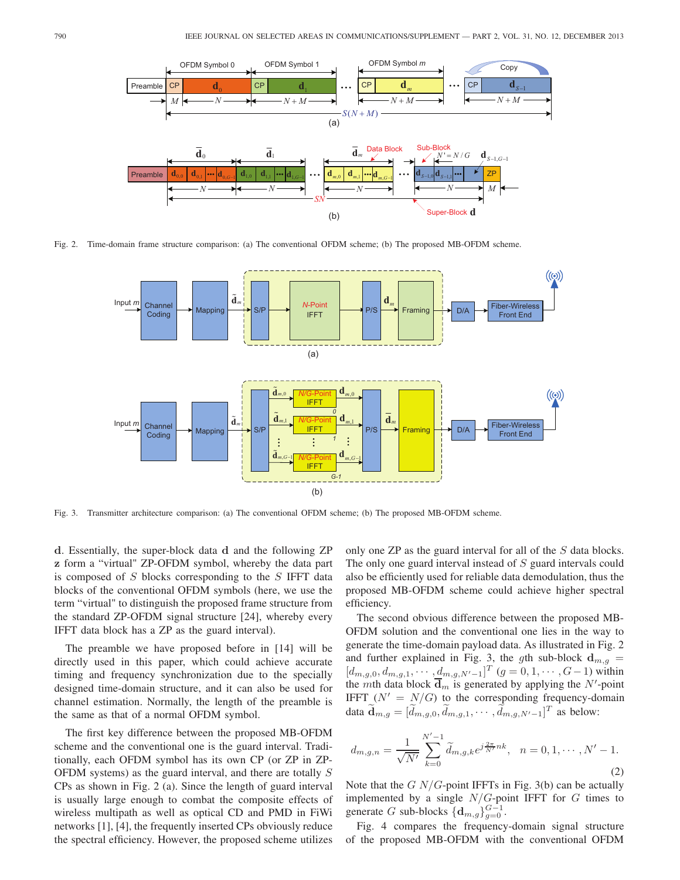Fig. 2. Time-domain frame structure comparison: (a) The conventional OFDM scheme; (b) The proposed MB-OFDM scheme.

Fig. 3. Transmitter architecture comparison: (a) The conventional OFDM scheme; (b) The proposed MB-OFDM scheme.

$\mathbf{d}$. Essentially, the super-block data $\mathbf{d}$ and the following ZP $\mathbf{z}$ form a "virtual" ZP-OFDM symbol, whereby the data part is composed of $S$ blocks corresponding to the $S$ IFFT data blocks of the conventional OFDM symbols (here, we use the term "virtual" to distinguish the proposed frame structure from the standard ZP-OFDM signal structure [24], whereby every IFFT data block has a ZP as the guard interval).

The preamble we have proposed before in [14] will be directly used in this paper, which could achieve accurate timing and frequency synchronization due to the specially designed time-domain structure, and it can also be used for channel estimation. Normally, the length of the preamble is the same as that of a normal OFDM symbol.

The first key difference between the proposed MB-OFDM scheme and the conventional one is the guard interval. Traditionally, each OFDM symbol has its own CP (or ZP in ZP-OFDM systems) as the guard interval, and there are totally $S$ CPs as shown in Fig. 2 (a). Since the length of guard interval is usually large enough to combat the composite effects of wireless multipath as well as optical CD and PMD in FiWi networks [1], [4], the frequently inserted CPs obviously reduce the spectral efficiency. However, the proposed scheme utilizes only one ZP as the guard interval for all of the $S$ data blocks. The only one guard interval instead of $S$ guard intervals could also be efficiently used for reliable data demodulation, thus the proposed MB-OFDM scheme could achieve higher spectral efficiency.

The second obvious difference between the proposed MB-OFDM solution and the conventional one lies in the way to generate the time-domain payload data. As illustrated in Fig. 2 and further explained in Fig. 3, the $g$th sub-block $\mathbf{d}_{m,g} = [d_{m,g,0}, d_{m,g,1}, \cdots, d_{m,g,N'-1}]^T$ $(g = 0, 1, \cdots, G-1)$ within the $m$th data block $\overline{\mathbf{d}}_m$ is generated by applying the $N'$-point IFFT $(N' = N/G)$ to the corresponding frequency-domain data $\widetilde{\mathbf{d}}_{m,g} = [\widetilde{d}_{m,g,0}, \widetilde{d}_{m,g,1}, \cdots, \widetilde{d}_{m,g,N'-1}]^T$ as below:

$$d_{m,g,n} = \frac{1}{\sqrt{N'}} \sum_{k=0}^{N'-1} \widetilde{d}_{m,g,k} e^{j\frac{2\pi}{N'}nk}, \quad n = 0, 1, \cdots, N'-1. \tag{2}$$

Note that the $G$ $N/G$-point IFFTs in Fig. 3(b) can be actually implemented by a single $N/G$-point IFFT for $G$ times to generate $G$ sub-blocks $\{\mathbf{d}_{m,g}\}_{g=0}^{G-1}$.

Fig. 4 compares the frequency-domain signal structure of the proposed MB-OFDM with the conventional OFDM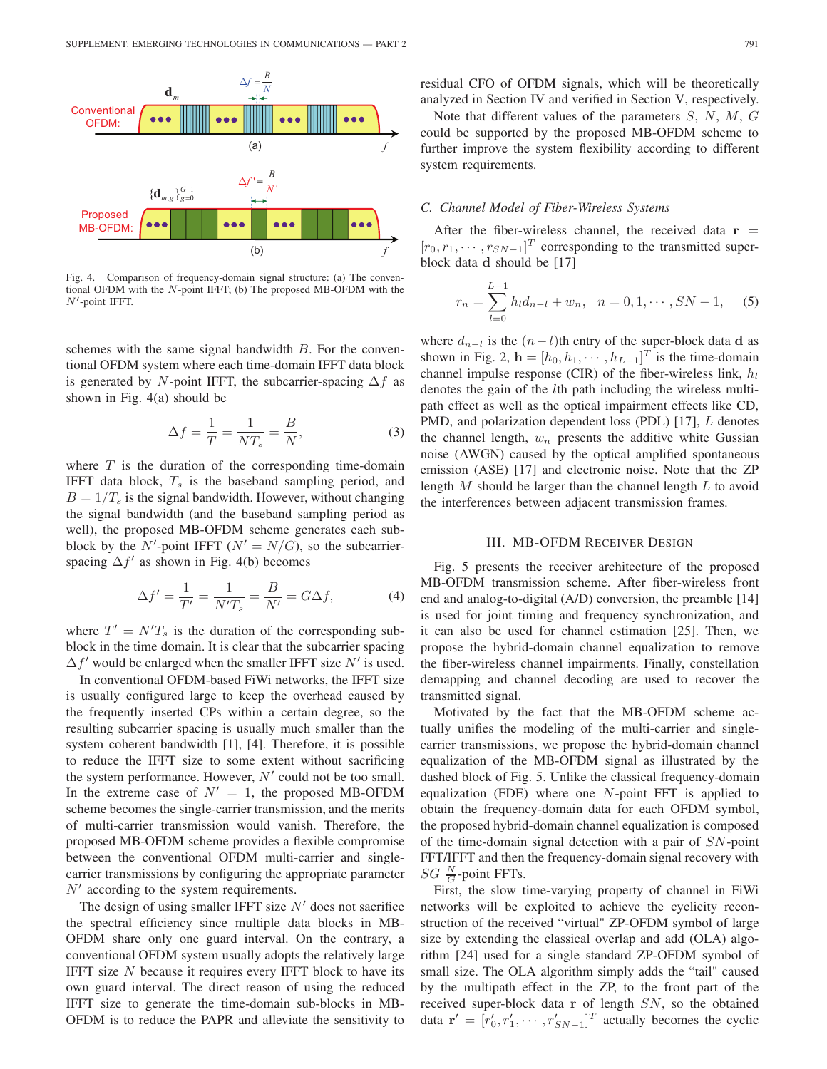Fig. 4. Comparison of frequency-domain signal structure: (a) The conventional OFDM with the $N$-point IFFT; (b) The proposed MB-OFDM with the $N'$-point IFFT.

schemes with the same signal bandwidth $B$. For the conventional OFDM system where each time-domain IFFT data block is generated by $N$-point IFFT, the subcarrier-spacing $\Delta f$ as shown in Fig. 4(a) should be

$$\Delta f = \frac{1}{T} = \frac{1}{NT_s} = \frac{B}{N}, \tag{3}$$

where $T$ is the duration of the corresponding time-domain IFFT data block, $T_s$ is the baseband sampling period, and $B = 1/T_s$ is the signal bandwidth. However, without changing the signal bandwidth (and the baseband sampling period as well), the proposed MB-OFDM scheme generates each sub-block by the $N'$-point IFFT ($N' = N/G$), so the subcarrier-spacing $\Delta f'$ as shown in Fig. 4(b) becomes

$$\Delta f' = \frac{1}{T'} = \frac{1}{N'T_s} = \frac{B}{N'} = G\Delta f, \tag{4}$$

where $T' = N'T_s$ is the duration of the corresponding sub-block in the time domain. It is clear that the subcarrier spacing $\Delta f'$ would be enlarged when the smaller IFFT size $N'$ is used.

In conventional OFDM-based FiWi networks, the IFFT size is usually configured large to keep the overhead caused by the frequently inserted CPs within a certain degree, so the resulting subcarrier spacing is usually much smaller than the system coherent bandwidth [1], [4]. Therefore, it is possible to reduce the IFFT size to some extent without sacrificing the system performance. However, $N'$ could not be too small. In the extreme case of $N' = 1$, the proposed MB-OFDM scheme becomes the single-carrier transmission, and the merits of multi-carrier transmission would vanish. Therefore, the proposed MB-OFDM scheme provides a flexible compromise between the conventional OFDM multi-carrier and single-carrier transmissions by configuring the appropriate parameter $N'$ according to the system requirements.

The design of using smaller IFFT size $N'$ does not sacrifice the spectral efficiency since multiple data blocks in MB-OFDM share only one guard interval. On the contrary, a conventional OFDM system usually adopts the relatively large IFFT size $N$ because it requires every IFFT block to have its own guard interval. The direct reason of using the reduced IFFT size to generate the time-domain sub-blocks in MB-OFDM is to reduce the PAPR and alleviate the sensitivity to residual CFO of OFDM signals, which will be theoretically analyzed in Section IV and verified in Section V, respectively.

Note that different values of the parameters $S$, $N$, $M$, $G$ could be supported by the proposed MB-OFDM scheme to further improve the system flexibility according to different system requirements.

### C. Channel Model of Fiber-Wireless Systems

After the fiber-wireless channel, the received data $\mathbf{r} = [r_0, r_1, \cdots, r_{SN-1}]^T$ corresponding to the transmitted super-block data $\mathbf{d}$ should be [17]

$$r_n = \sum_{l=0}^{L-1} h_l d_{n-l} + w_n, \quad n = 0, 1, \cdots, SN-1, \tag{5}$$

where $d_{n-l}$ is the $(n-l)$th entry of the super-block data $\mathbf{d}$ as shown in Fig. 2, $\mathbf{h} = [h_0, h_1, \cdots, h_{L-1}]^T$ is the time-domain channel impulse response (CIR) of the fiber-wireless link, $h_l$ denotes the gain of the $l$th path including the wireless multipath effect as well as the optical impairment effects like CD, PMD, and polarization dependent loss (PDL) [17], $L$ denotes the channel length, $w_n$ presents the additive white Gussian noise (AWGN) caused by the optical amplified spontaneous emission (ASE) [17] and electronic noise. Note that the ZP length $M$ should be larger than the channel length $L$ to avoid the interferences between adjacent transmission frames.

## III. MB-OFDM Receiver Design

Fig. 5 presents the receiver architecture of the proposed MB-OFDM transmission scheme. After fiber-wireless front end and analog-to-digital (A/D) conversion, the preamble [14] is used for joint timing and frequency synchronization, and it can also be used for channel estimation [25]. Then, we propose the hybrid-domain channel equalization to remove the fiber-wireless channel impairments. Finally, constellation demapping and channel decoding are used to recover the transmitted signal.

Motivated by the fact that the MB-OFDM scheme actually unifies the modeling of the multi-carrier and single-carrier transmissions, we propose the hybrid-domain channel equalization of the MB-OFDM signal as illustrated by the dashed block of Fig. 5. Unlike the classical frequency-domain equalization (FDE) where one $N$-point FFT is applied to obtain the frequency-domain data for each OFDM symbol, the proposed hybrid-domain channel equalization is composed of the time-domain signal detection with a pair of $SN$-point FFT/IFFT and then the frequency-domain signal recovery with $SG$ $\frac{N}{G}$-point FFTs.

First, the slow time-varying property of channel in FiWi networks will be exploited to achieve the cyclicity reconstruction of the received "virtual" ZP-OFDM symbol of large size by extending the classical overlap and add (OLA) algorithm [24] used for a single standard ZP-OFDM symbol of small size. The OLA algorithm simply adds the "tail" caused by the multipath effect in the ZP, to the front part of the received super-block data $\mathbf{r}$ of length $SN$, so the obtained data $\mathbf{r}' = [r'_0, r'_1, \cdots, r'_{SN-1}]^T$ actually becomes the cyclic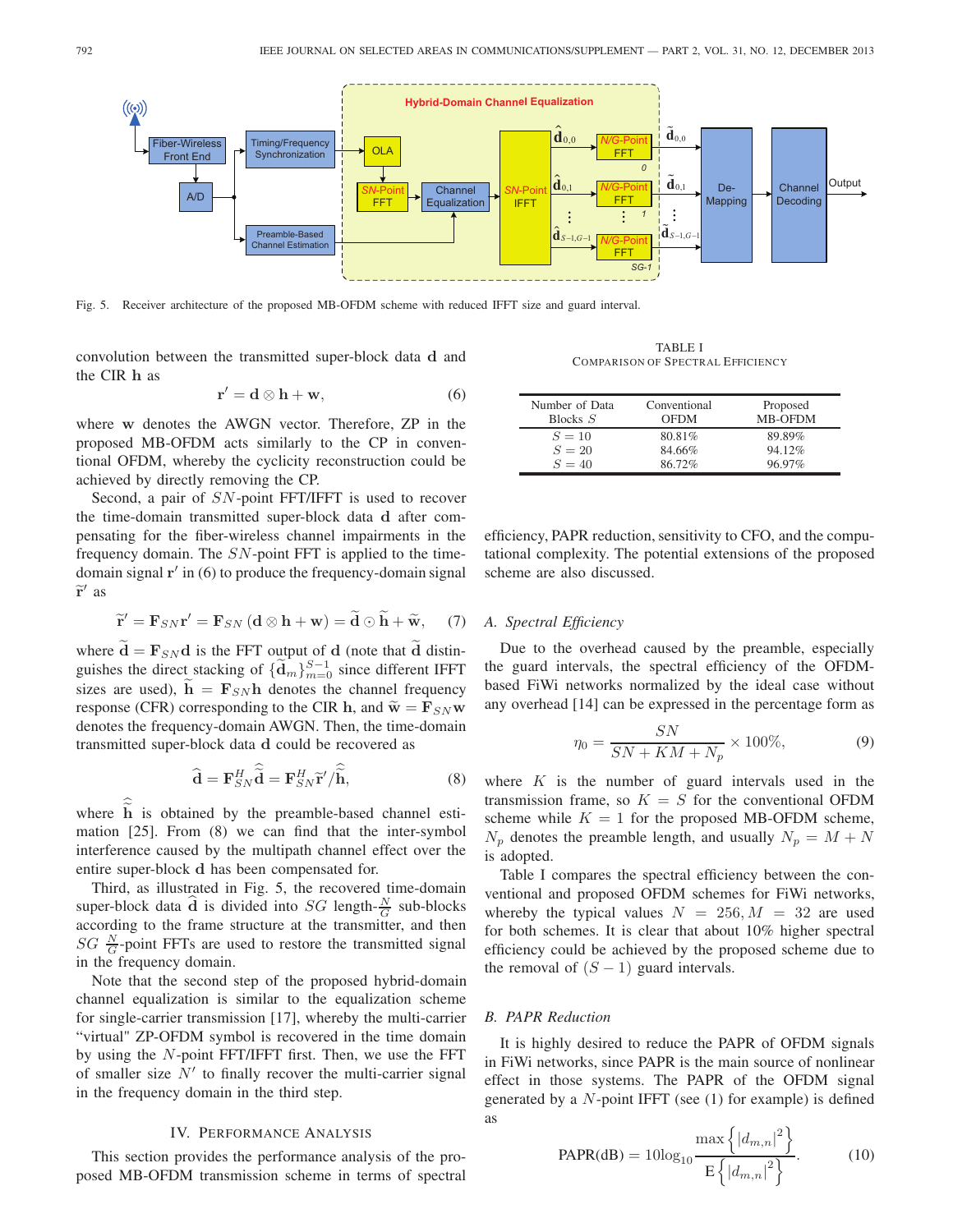Fig. 5. Receiver architecture of the proposed MB-OFDM scheme with reduced IFFT size and guard interval.

convolution between the transmitted super-block data $\mathbf{d}$ and the CIR $\mathbf{h}$ as

$$\mathbf{r}' = \mathbf{d} \otimes \mathbf{h} + \mathbf{w}, \tag{6}$$

where $\mathbf{w}$ denotes the AWGN vector. Therefore, ZP in the proposed MB-OFDM acts similarly to the CP in conventional OFDM, whereby the cyclicity reconstruction could be achieved by directly removing the CP.

Second, a pair of $SN$-point FFT/IFFT is used to recover the time-domain transmitted super-block data $\mathbf{d}$ after compensating for the fiber-wireless channel impairments in the frequency domain. The $SN$-point FFT is applied to the time-domain signal $\mathbf{r}'$ in (6) to produce the frequency-domain signal $\widetilde{\mathbf{r}}'$ as

$$\widetilde{\mathbf{r}}' = \mathbf{F}_{SN}\mathbf{r}' = \mathbf{F}_{SN}\left(\mathbf{d} \otimes \mathbf{h} + \mathbf{w}\right) = \widetilde{\mathbf{d}} \odot \widetilde{\mathbf{h}} + \widetilde{\mathbf{w}}, \tag{7}$$

where $\widetilde{\mathbf{d}} = \mathbf{F}_{SN}\mathbf{d}$ is the FFT output of $\mathbf{d}$ (note that $\widetilde{\mathbf{d}}$ distinguishes the direct stacking of $\{\widetilde{\mathbf{d}}_m\}_{m=0}^{S-1}$ since different IFFT sizes are used), $\widetilde{\mathbf{h}} = \mathbf{F}_{SN}\mathbf{h}$ denotes the channel frequency response (CFR) corresponding to the CIR $\mathbf{h}$, and $\widetilde{\mathbf{w}} = \mathbf{F}_{SN}\mathbf{w}$ denotes the frequency-domain AWGN. Then, the time-domain transmitted super-block data $\mathbf{d}$ could be recovered as

$$\widehat{\mathbf{d}} = \mathbf{F}_{SN}^{H}\widehat{\widetilde{\mathbf{d}}} = \mathbf{F}_{SN}^{H}\widetilde{\mathbf{r}}'/\widehat{\widetilde{\mathbf{h}}}, \tag{8}$$

where $\widehat{\widetilde{\mathbf{h}}}$ is obtained by the preamble-based channel estimation [25]. From (8) we can find that the inter-symbol interference caused by the multipath channel effect over the entire super-block $\mathbf{d}$ has been compensated for.

Third, as illustrated in Fig. 5, the recovered time-domain super-block data $\widehat{\mathbf{d}}$ is divided into $SG$ length-$\frac{N}{G}$ sub-blocks according to the frame structure at the transmitter, and then $SG$ $\frac{N}{G}$-point FFTs are used to restore the transmitted signal in the frequency domain.

Note that the second step of the proposed hybrid-domain channel equalization is similar to the equalization scheme for single-carrier transmission [17], whereby the multi-carrier "virtual" ZP-OFDM symbol is recovered in the time domain by using the $N$-point FFT/IFFT first. Then, we use the FFT of smaller size $N'$ to finally recover the multi-carrier signal in the frequency domain in the third step.

## IV. Performance Analysis

This section provides the performance analysis of the proposed MB-OFDM transmission scheme in terms of spectral efficiency, PAPR reduction, sensitivity to CFO, and the computational complexity. The potential extensions of the proposed scheme are also discussed.

TABLE I
Comparison of Spectral Efficiency

| Number of Data Blocks $S$ | Conventional OFDM | Proposed MB-OFDM |
|---|---|---|
| $S = 10$ | 80.81% | 89.89% |
| $S = 20$ | 84.66% | 94.12% |
| $S = 40$ | 86.72% | 96.97% |

### *A. Spectral Efficiency*

Due to the overhead caused by the preamble, especially the guard intervals, the spectral efficiency of the OFDM-based FiWi networks normalized by the ideal case without any overhead [14] can be expressed in the percentage form as

$$\eta_0 = \frac{SN}{SN + KM + N_p} \times 100\%, \tag{9}$$

where $K$ is the number of guard intervals used in the transmission frame, so $K = S$ for the conventional OFDM scheme while $K = 1$ for the proposed MB-OFDM scheme, $N_p$ denotes the preamble length, and usually $N_p = M + N$ is adopted.

Table I compares the spectral efficiency between the conventional and proposed OFDM schemes for FiWi networks, whereby the typical values $N = 256, M = 32$ are used for both schemes. It is clear that about 10% higher spectral efficiency could be achieved by the proposed scheme due to the removal of $(S-1)$ guard intervals.

### *B. PAPR Reduction*

It is highly desired to reduce the PAPR of OFDM signals in FiWi networks, since PAPR is the main source of nonlinear effect in those systems. The PAPR of the OFDM signal generated by a $N$-point IFFT (see (1) for example) is defined as

$$\text{PAPR(dB)} = 10\log_{10}\frac{\max\left\{|d_{m,n}|^2\right\}}{\text{E}\left\{|d_{m,n}|^2\right\}}. \tag{10}$$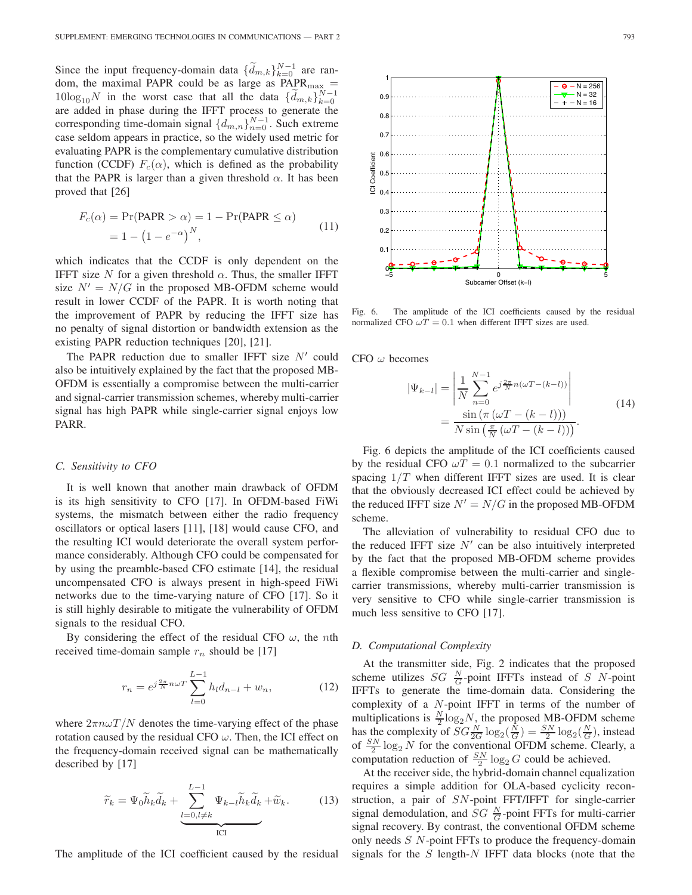Since the input frequency-domain data $\{\widetilde{d}_{m,k}\}_{k=0}^{N-1}$ are random, the maximal PAPR could be as large as $\text{PAPR}_{\max} = 10\log_{10}N$ in the worst case that all the data $\{\widetilde{d}_{m,k}\}_{k=0}^{N-1}$ are added in phase during the IFFT process to generate the corresponding time-domain signal $\{d_{m,n}\}_{n=0}^{N-1}$. Such extreme case seldom appears in practice, so the widely used metric for evaluating PAPR is the complementary cumulative distribution function (CCDF) $F_c(\alpha)$, which is defined as the probability that the PAPR is larger than a given threshold $\alpha$. It has been proved that [26]

$$
\begin{aligned}
F_c(\alpha) &= \Pr(\text{PAPR} > \alpha) = 1 - \Pr(\text{PAPR} \leq \alpha) \\
&= 1 - \left(1 - e^{-\alpha}\right)^N,
\end{aligned}
\tag{11}
$$

which indicates that the CCDF is only dependent on the IFFT size $N$ for a given threshold $\alpha$. Thus, the smaller IFFT size $N' = N/G$ in the proposed MB-OFDM scheme would result in lower CCDF of the PAPR. It is worth noting that the improvement of PAPR by reducing the IFFT size has no penalty of signal distortion or bandwidth extension as the existing PAPR reduction techniques [20], [21].

The PAPR reduction due to smaller IFFT size $N'$ could also be intuitively explained by the fact that the proposed MB-OFDM is essentially a compromise between the multi-carrier and signal-carrier transmission schemes, whereby multi-carrier signal has high PAPR while single-carrier signal enjoys low PARR.

### C. Sensitivity to CFO

It is well known that another main drawback of OFDM is its high sensitivity to CFO [17]. In OFDM-based FiWi systems, the mismatch between either the radio frequency oscillators or optical lasers [11], [18] would cause CFO, and the resulting ICI would deteriorate the overall system performance considerably. Although CFO could be compensated for by using the preamble-based CFO estimate [14], the residual uncompensated CFO is always present in high-speed FiWi networks due to the time-varying nature of CFO [17]. So it is still highly desirable to mitigate the vulnerability of OFDM signals to the residual CFO.

By considering the effect of the residual CFO $\omega$, the $n$th received time-domain sample $r_n$ should be [17]

$$
r_n = e^{j\frac{2\pi}{N}n\omega T}\sum_{l=0}^{L-1} h_l d_{n-l} + w_n,
\tag{12}
$$

where $2\pi n\omega T/N$ denotes the time-varying effect of the phase rotation caused by the residual CFO $\omega$. Then, the ICI effect on the frequency-domain received signal can be mathematically described by [17]

$$
\widetilde{r}_k = \Psi_0\widetilde{h}_k\widetilde{d}_k + \underbrace{\sum_{l=0, l\neq k}^{L-1} \Psi_{k-l}\widetilde{h}_k\widetilde{d}_k}_{\text{ICI}} + \widetilde{w}_k.
\tag{13}
$$

The amplitude of the ICI coefficient caused by the residual CFO $\omega$ becomes

$$
\begin{aligned}
|\Psi_{k-l}| &= \left|\frac{1}{N}\sum_{n=0}^{N-1} e^{j\frac{2\pi}{N}n(\omega T - (k-l))}\right| \\
&= \frac{\sin\left(\pi\left(\omega T - (k-l)\right)\right)}{N\sin\left(\frac{\pi}{N}\left(\omega T - (k-l)\right)\right)}.
\end{aligned}
\tag{14}
$$

Fig. 6. The amplitude of the ICI coefficients caused by the residual normalized CFO $\omega T = 0.1$ when different IFFT sizes are used.

Fig. 6 depicts the amplitude of the ICI coefficients caused by the residual CFO $\omega T = 0.1$ normalized to the subcarrier spacing $1/T$ when different IFFT sizes are used. It is clear that the obviously decreased ICI effect could be achieved by the reduced IFFT size $N' = N/G$ in the proposed MB-OFDM scheme.

The alleviation of vulnerability to residual CFO due to the reduced IFFT size $N'$ can be also intuitively interpreted by the fact that the proposed MB-OFDM scheme provides a flexible compromise between the multi-carrier and single-carrier transmissions, whereby multi-carrier transmission is very sensitive to CFO while single-carrier transmission is much less sensitive to CFO [17].

### D. Computational Complexity

At the transmitter side, Fig. 2 indicates that the proposed scheme utilizes $SG$ $\frac{N}{G}$-point IFFTs instead of $S$ $N$-point IFFTs to generate the time-domain data. Considering the complexity of a $N$-point IFFT in terms of the number of multiplications is $\frac{N}{2}\log_2 N$, the proposed MB-OFDM scheme has the complexity of $SG\frac{N}{2G}\log_2(\frac{N}{G}) = \frac{SN}{2}\log_2(\frac{N}{G})$, instead of $\frac{SN}{2}\log_2 N$ for the conventional OFDM scheme. Clearly, a computation reduction of $\frac{SN}{2}\log_2 G$ could be achieved.

At the receiver side, the hybrid-domain channel equalization requires a simple addition for OLA-based cyclicity reconstruction, a pair of $SN$-point FFT/IFFT for single-carrier signal demodulation, and $SG$ $\frac{N}{G}$-point FFTs for multi-carrier signal recovery. By contrast, the conventional OFDM scheme only needs $S$ $N$-point FFTs to produce the frequency-domain signals for the $S$ length-$N$ IFFT data blocks (note that the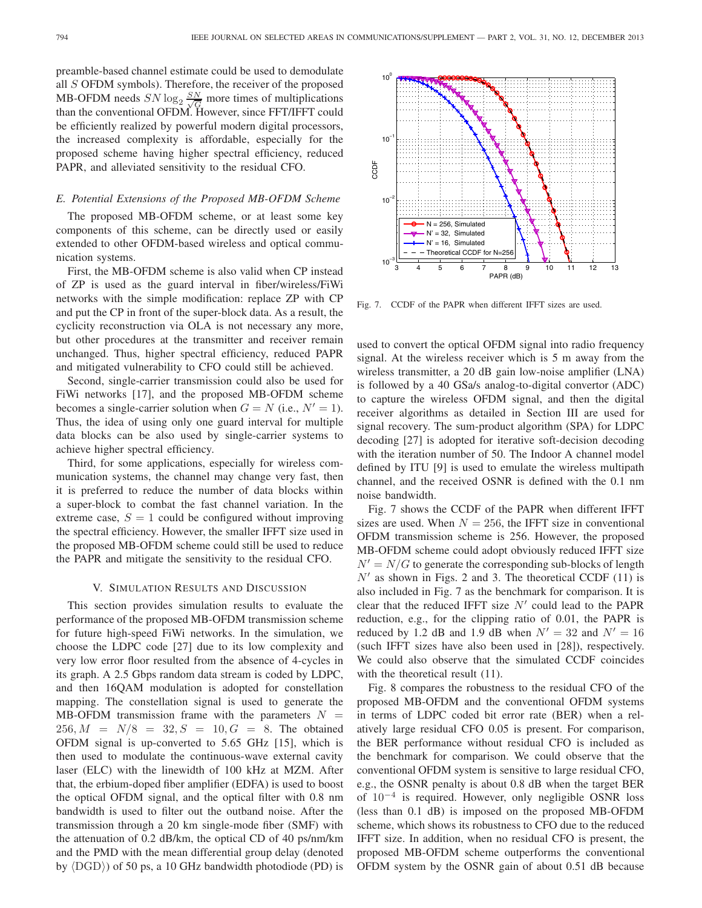preamble-based channel estimate could be used to demodulate all $S$ OFDM symbols). Therefore, the receiver of the proposed MB-OFDM needs $SN\log_2\frac{SN}{\sqrt{G}}$ more times of multiplications than the conventional OFDM. However, since FFT/IFFT could be efficiently realized by powerful modern digital processors, the increased complexity is affordable, especially for the proposed scheme having higher spectral efficiency, reduced PAPR, and alleviated sensitivity to the residual CFO.

### *E. Potential Extensions of the Proposed MB-OFDM Scheme*

The proposed MB-OFDM scheme, or at least some key components of this scheme, can be directly used or easily extended to other OFDM-based wireless and optical communication systems.

First, the MB-OFDM scheme is also valid when CP instead of ZP is used as the guard interval in fiber/wireless/FiWi networks with the simple modification: replace ZP with CP and put the CP in front of the super-block data. As a result, the cyclicity reconstruction via OLA is not necessary any more, but other procedures at the transmitter and receiver remain unchanged. Thus, higher spectral efficiency, reduced PAPR and mitigated vulnerability to CFO could still be achieved.

Second, single-carrier transmission could also be used for FiWi networks [17], and the proposed MB-OFDM scheme becomes a single-carrier solution when $G = N$ (i.e., $N' = 1$). Thus, the idea of using only one guard interval for multiple data blocks can be also used by single-carrier systems to achieve higher spectral efficiency.

Third, for some applications, especially for wireless communication systems, the channel may change very fast, then it is preferred to reduce the number of data blocks within a super-block to combat the fast channel variation. In the extreme case, $S = 1$ could be configured without improving the spectral efficiency. However, the smaller IFFT size used in the proposed MB-OFDM scheme could still be used to reduce the PAPR and mitigate the sensitivity to the residual CFO.

## V. Simulation Results and Discussion

This section provides simulation results to evaluate the performance of the proposed MB-OFDM transmission scheme for future high-speed FiWi networks. In the simulation, we choose the LDPC code [27] due to its low complexity and very low error floor resulted from the absence of 4-cycles in its graph. A 2.5 Gbps random data stream is coded by LDPC, and then 16QAM modulation is adopted for constellation mapping. The constellation signal is used to generate the MB-OFDM transmission frame with the parameters $N = 256, M = N/8 = 32, S = 10, G = 8$. The obtained OFDM signal is up-converted to 5.65 GHz [15], which is then used to modulate the continuous-wave external cavity laser (ELC) with the linewidth of 100 kHz at MZM. After that, the erbium-doped fiber amplifier (EDFA) is used to boost the optical OFDM signal, and the optical filter with 0.8 nm bandwidth is used to filter out the outband noise. After the transmission through a 20 km single-mode fiber (SMF) with the attenuation of 0.2 dB/km, the optical CD of 40 ps/nm/km and the PMD with the mean differential group delay (denoted by $\langle\text{DGD}\rangle$) of 50 ps, a 10 GHz bandwidth photodiode (PD) is used to convert the optical OFDM signal into radio frequency signal. At the wireless receiver which is 5 m away from the wireless transmitter, a 20 dB gain low-noise amplifier (LNA) is followed by a 40 GSa/s analog-to-digital convertor (ADC) to capture the wireless OFDM signal, and then the digital receiver algorithms as detailed in Section III are used for signal recovery. The sum-product algorithm (SPA) for LDPC decoding [27] is adopted for iterative soft-decision decoding with the iteration number of 50. The Indoor A channel model defined by ITU [9] is used to emulate the wireless multipath channel, and the received OSNR is defined with the 0.1 nm noise bandwidth.

Fig. 7. CCDF of the PAPR when different IFFT sizes are used.

Fig. 7 shows the CCDF of the PAPR when different IFFT sizes are used. When $N = 256$, the IFFT size in conventional OFDM transmission scheme is 256. However, the proposed MB-OFDM scheme could adopt obviously reduced IFFT size $N' = N/G$ to generate the corresponding sub-blocks of length $N'$ as shown in Figs. 2 and 3. The theoretical CCDF (11) is also included in Fig. 7 as the benchmark for comparison. It is clear that the reduced IFFT size $N'$ could lead to the PAPR reduction, e.g., for the clipping ratio of 0.01, the PAPR is reduced by 1.2 dB and 1.9 dB when $N' = 32$ and $N' = 16$ (such IFFT sizes have also been used in [28]), respectively. We could also observe that the simulated CCDF coincides with the theoretical result (11).

Fig. 8 compares the robustness to the residual CFO of the proposed MB-OFDM and the conventional OFDM systems in terms of LDPC coded bit error rate (BER) when a relatively large residual CFO 0.05 is present. For comparison, the BER performance without residual CFO is included as the benchmark for comparison. We could observe that the conventional OFDM system is sensitive to large residual CFO, e.g., the OSNR penalty is about 0.8 dB when the target BER of $10^{-4}$ is required. However, only negligible OSNR loss (less than 0.1 dB) is imposed on the proposed MB-OFDM scheme, which shows its robustness to CFO due to the reduced IFFT size. In addition, when no residual CFO is present, the proposed MB-OFDM scheme outperforms the conventional OFDM system by the OSNR gain of about 0.51 dB because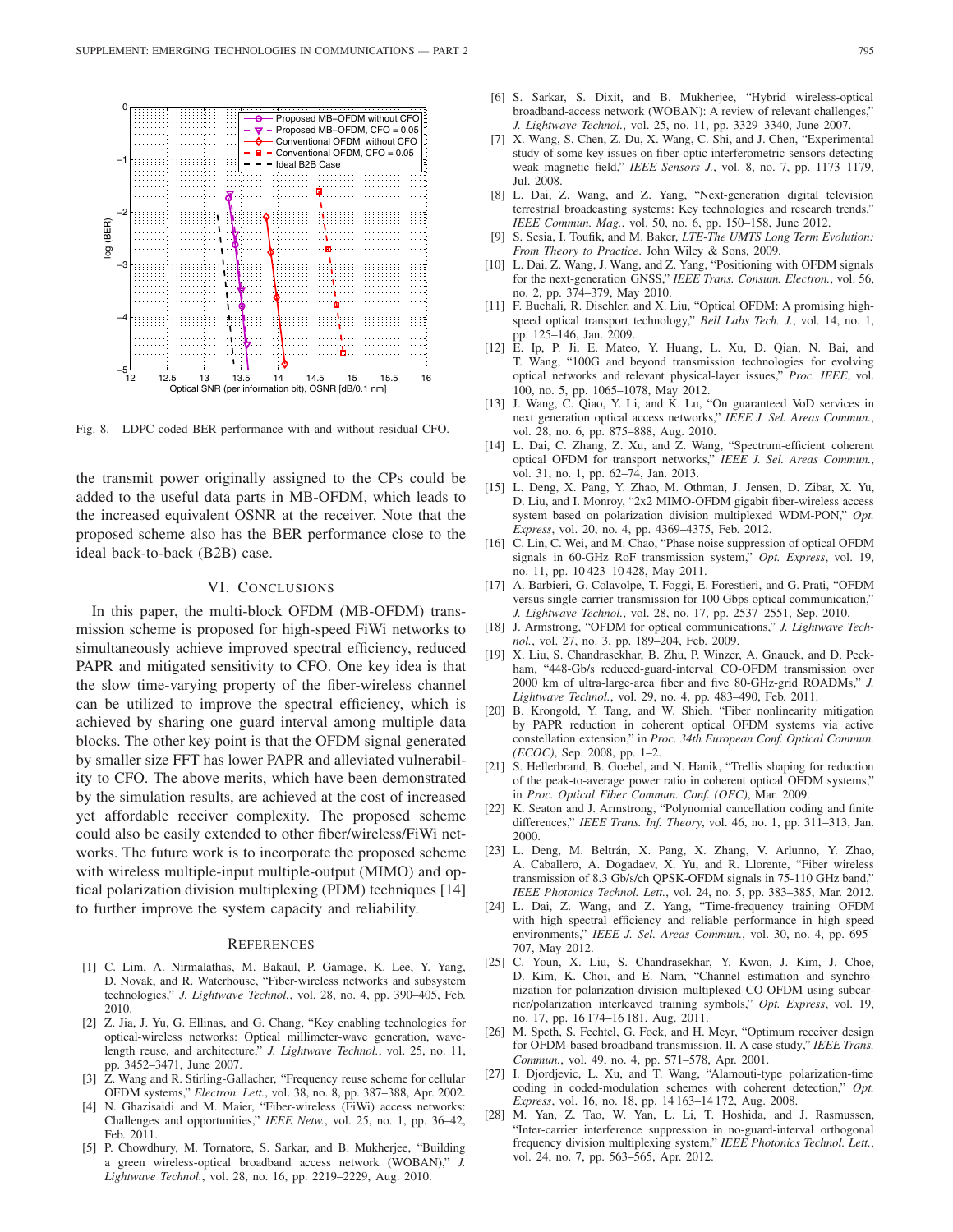Fig. 8. LDPC coded BER performance with and without residual CFO.

the transmit power originally assigned to the CPs could be added to the useful data parts in MB-OFDM, which leads to the increased equivalent OSNR at the receiver. Note that the proposed scheme also has the BER performance close to the ideal back-to-back (B2B) case.

## VI. Conclusions

In this paper, the multi-block OFDM (MB-OFDM) transmission scheme is proposed for high-speed FiWi networks to simultaneously achieve improved spectral efficiency, reduced PAPR and mitigated sensitivity to CFO. One key idea is that the slow time-varying property of the fiber-wireless channel can be utilized to improve the spectral efficiency, which is achieved by sharing one guard interval among multiple data blocks. The other key point is that the OFDM signal generated by smaller size FFT has lower PAPR and alleviated vulnerability to CFO. The above merits, which have been demonstrated by the simulation results, are achieved at the cost of increased yet affordable receiver complexity. The proposed scheme could also be easily extended to other fiber/wireless/FiWi networks. The future work is to incorporate the proposed scheme with wireless multiple-input multiple-output (MIMO) and optical polarization division multiplexing (PDM) techniques [14] to further improve the system capacity and reliability.

## References

[1] C. Lim, A. Nirmalathas, M. Bakaul, P. Gamage, K. Lee, Y. Yang, D. Novak, and R. Waterhouse, "Fiber-wireless networks and subsystem technologies," *J. Lightwave Technol.*, vol. 28, no. 4, pp. 390–405, Feb. 2010.

[2] Z. Jia, J. Yu, G. Ellinas, and G. Chang, "Key enabling technologies for optical-wireless networks: Optical millimeter-wave generation, wavelength reuse, and architecture," *J. Lightwave Technol.*, vol. 25, no. 11, pp. 3452–3471, June 2007.

[3] Z. Wang and R. Stirling-Gallacher, "Frequency reuse scheme for cellular OFDM systems," *Electron. Lett.*, vol. 38, no. 8, pp. 387–388, Apr. 2002.

[4] N. Ghazisaidi and M. Maier, "Fiber-wireless (FiWi) access networks: Challenges and opportunities," *IEEE Netw.*, vol. 25, no. 1, pp. 36–42, Feb. 2011.

[5] P. Chowdhury, M. Tornatore, S. Sarkar, and B. Mukherjee, "Building a green wireless-optical broadband access network (WOBAN)," *J. Lightwave Technol.*, vol. 28, no. 16, pp. 2219–2229, Aug. 2010.

[6] S. Sarkar, S. Dixit, and B. Mukherjee, "Hybrid wireless-optical broadband-access network (WOBAN): A review of relevant challenges," *J. Lightwave Technol.*, vol. 25, no. 11, pp. 3329–3340, June 2007.

[7] X. Wang, S. Chen, Z. Du, X. Wang, C. Shi, and J. Chen, "Experimental study of some key issues on fiber-optic interferometric sensors detecting weak magnetic field," *IEEE Sensors J.*, vol. 8, no. 7, pp. 1173–1179, Jul. 2008.

[8] L. Dai, Z. Wang, and Z. Yang, "Next-generation digital television terrestrial broadcasting systems: Key technologies and research trends," *IEEE Commun. Mag.*, vol. 50, no. 6, pp. 150–158, June 2012.

[9] S. Sesia, I. Toufik, and M. Baker, *LTE-The UMTS Long Term Evolution: From Theory to Practice*. John Wiley & Sons, 2009.

[10] L. Dai, Z. Wang, J. Wang, and Z. Yang, "Positioning with OFDM signals for the next-generation GNSS," *IEEE Trans. Consum. Electron.*, vol. 56, no. 2, pp. 374–379, May 2010.

[11] F. Buchali, R. Dischler, and X. Liu, "Optical OFDM: A promising high-speed optical transport technology," *Bell Labs Tech. J.*, vol. 14, no. 1, pp. 125–146, Jan. 2009.

[12] E. Ip, P. Ji, E. Mateo, Y. Huang, L. Xu, D. Qian, N. Bai, and T. Wang, "100G and beyond transmission technologies for evolving optical networks and relevant physical-layer issues," *Proc. IEEE*, vol. 100, no. 5, pp. 1065–1078, May 2012.

[13] J. Wang, C. Qiao, Y. Li, and K. Lu, "On guaranteed VoD services in next generation optical access networks," *IEEE J. Sel. Areas Commun.*, vol. 28, no. 6, pp. 875–888, Aug. 2010.

[14] L. Dai, C. Zhang, Z. Xu, and Z. Wang, "Spectrum-efficient coherent optical OFDM for transport networks," *IEEE J. Sel. Areas Commun.*, vol. 31, no. 1, pp. 62–74, Jan. 2013.

[15] L. Deng, X. Pang, Y. Zhao, M. Othman, J. Jensen, D. Zibar, X. Yu, D. Liu, and I. Monroy, "2x2 MIMO-OFDM gigabit fiber-wireless access system based on polarization division multiplexed WDM-PON," *Opt. Express*, vol. 20, no. 4, pp. 4369–4375, Feb. 2012.

[16] C. Lin, C. Wei, and M. Chao, "Phase noise suppression of optical OFDM signals in 60-GHz RoF transmission system," *Opt. Express*, vol. 19, no. 11, pp. 10 423–10 428, May 2011.

[17] A. Barbieri, G. Colavolpe, T. Foggi, E. Forestieri, and G. Prati, "OFDM versus single-carrier transmission for 100 Gbps optical communication," *J. Lightwave Technol.*, vol. 28, no. 17, pp. 2537–2551, Sep. 2010.

[18] J. Armstrong, "OFDM for optical communications," *J. Lightwave Technol.*, vol. 27, no. 3, pp. 189–204, Feb. 2009.

[19] X. Liu, S. Chandrasekhar, B. Zhu, P. Winzer, A. Gnauck, and D. Peckham, "448-Gb/s reduced-guard-interval CO-OFDM transmission over 2000 km of ultra-large-area fiber and five 80-GHz-grid ROADMs," *J. Lightwave Technol.*, vol. 29, no. 4, pp. 483–490, Feb. 2011.

[20] B. Krongold, Y. Tang, and W. Shieh, "Fiber nonlinearity mitigation by PAPR reduction in coherent optical OFDM systems via active constellation extension," in *Proc. 34th European Conf. Optical Commun. (ECOC)*, Sep. 2008, pp. 1–2.

[21] S. Hellerbrand, B. Goebel, and N. Hanik, "Trellis shaping for reduction of the peak-to-average power ratio in coherent optical OFDM systems," in *Proc. Optical Fiber Commun. Conf. (OFC)*, Mar. 2009.

[22] K. Seaton and J. Armstrong, "Polynomial cancellation coding and finite differences," *IEEE Trans. Inf. Theory*, vol. 46, no. 1, pp. 311–313, Jan. 2000.

[23] L. Deng, M. Beltrán, X. Pang, X. Zhang, V. Arlunno, Y. Zhao, A. Caballero, A. Dogadaev, X. Yu, and R. Llorente, "Fiber wireless transmission of 8.3 Gb/s/ch QPSK-OFDM signals in 75-110 GHz band," *IEEE Photonics Technol. Lett.*, vol. 24, no. 5, pp. 383–385, Mar. 2012.

[24] L. Dai, Z. Wang, and Z. Yang, "Time-frequency training OFDM with high spectral efficiency and reliable performance in high speed environments," *IEEE J. Sel. Areas Commun.*, vol. 30, no. 4, pp. 695–707, May 2012.

[25] C. Youn, X. Liu, S. Chandrasekhar, Y. Kwon, J. Kim, J. Choe, D. Kim, K. Choi, and E. Nam, "Channel estimation and synchronization for polarization-division multiplexed CO-OFDM using subcarrier/polarization interleaved training symbols," *Opt. Express*, vol. 19, no. 17, pp. 16 174–16 181, Aug. 2011.

[26] M. Speth, S. Fechtel, G. Fock, and H. Meyr, "Optimum receiver design for OFDM-based broadband transmission. II. A case study," *IEEE Trans. Commun.*, vol. 49, no. 4, pp. 571–578, Apr. 2001.

[27] I. Djordjevic, L. Xu, and T. Wang, "Alamouti-type polarization-time coding in coded-modulation schemes with coherent detection," *Opt. Express*, vol. 16, no. 18, pp. 14 163–14 172, Aug. 2008.

[28] M. Yan, Z. Tao, W. Yan, L. Li, T. Hoshida, and J. Rasmussen, "Inter-carrier interference suppression in no-guard-interval orthogonal frequency division multiplexing system," *IEEE Photonics Technol. Lett.*, vol. 24, no. 7, pp. 563–565, Apr. 2012.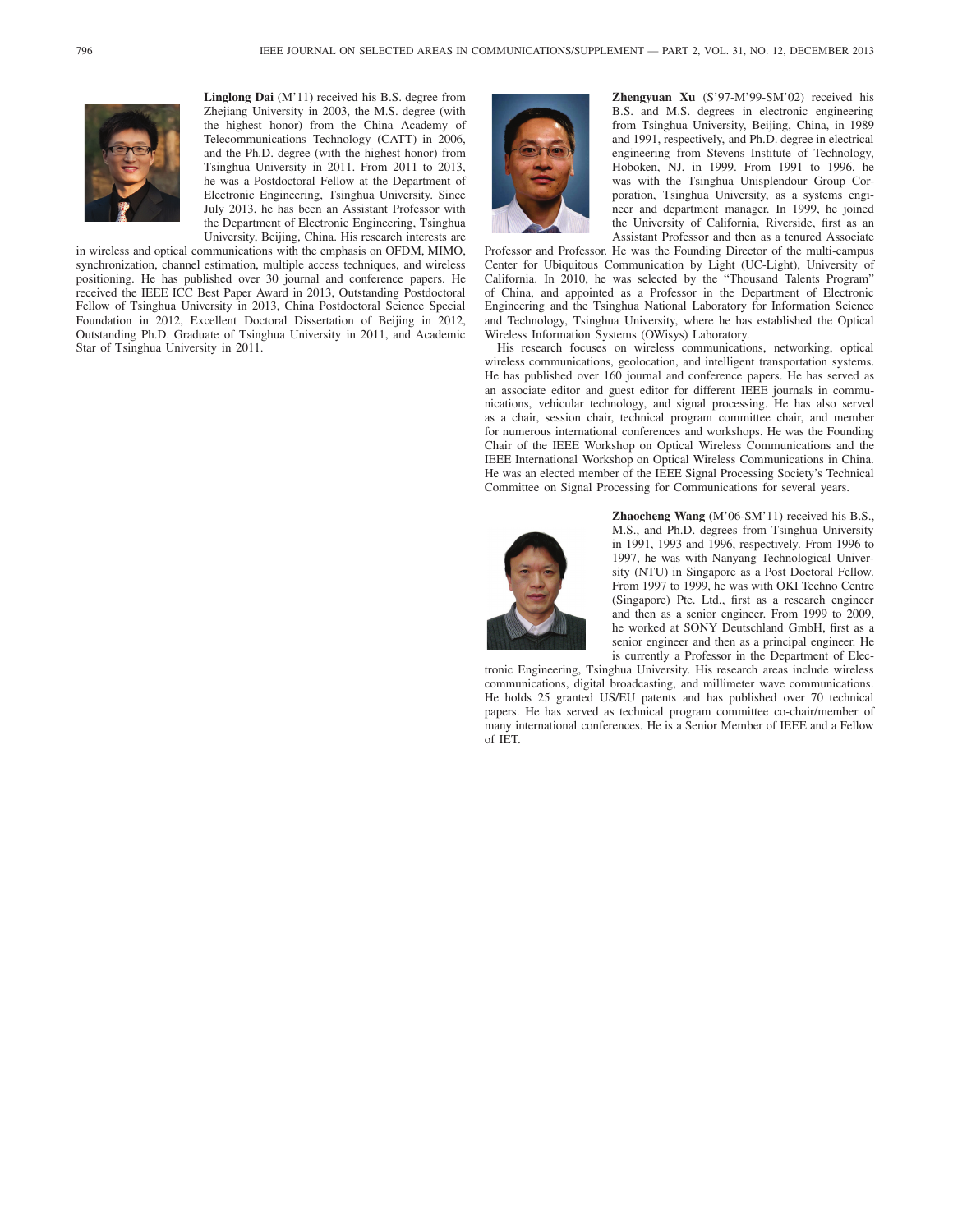**Linglong Dai** (M'11) received his B.S. degree from Zhejiang University in 2003, the M.S. degree (with the highest honor) from the China Academy of Telecommunications Technology (CATT) in 2006, and the Ph.D. degree (with the highest honor) from Tsinghua University in 2011. From 2011 to 2013, he was a Postdoctoral Fellow at the Department of Electronic Engineering, Tsinghua University. Since July 2013, he has been an Assistant Professor with the Department of Electronic Engineering, Tsinghua University, Beijing, China. His research interests are in wireless and optical communications with the emphasis on OFDM, MIMO, synchronization, channel estimation, multiple access techniques, and wireless positioning. He has published over 30 journal and conference papers. He received the IEEE ICC Best Paper Award in 2013, Outstanding Postdoctoral Fellow of Tsinghua University in 2013, China Postdoctoral Science Special Foundation in 2012, Excellent Doctoral Dissertation of Beijing in 2012, Outstanding Ph.D. Graduate of Tsinghua University in 2011, and Academic Star of Tsinghua University in 2011.

**Zhengyuan Xu** (S'97-M'99-SM'02) received his B.S. and M.S. degrees in electronic engineering from Tsinghua University, Beijing, China, in 1989 and 1991, respectively, and Ph.D. degree in electrical engineering from Stevens Institute of Technology, Hoboken, NJ, in 1999. From 1991 to 1996, he was with the Tsinghua Unisplendour Group Corporation, Tsinghua University, as a systems engineer and department manager. In 1999, he joined the University of California, Riverside, first as an Assistant Professor and then as a tenured Associate Professor and Professor. He was the Founding Director of the multi-campus Center for Ubiquitous Communication by Light (UC-Light), University of California. In 2010, he was selected by the "Thousand Talents Program" of China, and appointed as a Professor in the Department of Electronic Engineering and the Tsinghua National Laboratory for Information Science and Technology, Tsinghua University, where he has established the Optical Wireless Information Systems (OWisys) Laboratory.

His research focuses on wireless communications, networking, optical wireless communications, geolocation, and intelligent transportation systems. He has published over 160 journal and conference papers. He has served as an associate editor and guest editor for different IEEE journals in communications, vehicular technology, and signal processing. He has also served as a chair, session chair, technical program committee chair, and member for numerous international conferences and workshops. He was the Founding Chair of the IEEE Workshop on Optical Wireless Communications and the IEEE International Workshop on Optical Wireless Communications in China. He was an elected member of the IEEE Signal Processing Society's Technical Committee on Signal Processing for Communications for several years.

**Zhaocheng Wang** (M'06-SM'11) received his B.S., M.S., and Ph.D. degrees from Tsinghua University in 1991, 1993 and 1996, respectively. From 1996 to 1997, he was with Nanyang Technological University (NTU) in Singapore as a Post Doctoral Fellow. From 1997 to 1999, he was with OKI Techno Centre (Singapore) Pte. Ltd., first as a research engineer and then as a senior engineer. From 1999 to 2009, he worked at SONY Deutschland GmbH, first as a senior engineer and then as a principal engineer. He is currently a Professor in the Department of Electronic Engineering, Tsinghua University. His research areas include wireless communications, digital broadcasting, and millimeter wave communications. He holds 25 granted US/EU patents and has published over 70 technical papers. He has served as technical program committee co-chair/member of many international conferences. He is a Senior Member of IEEE and a Fellow of IET.